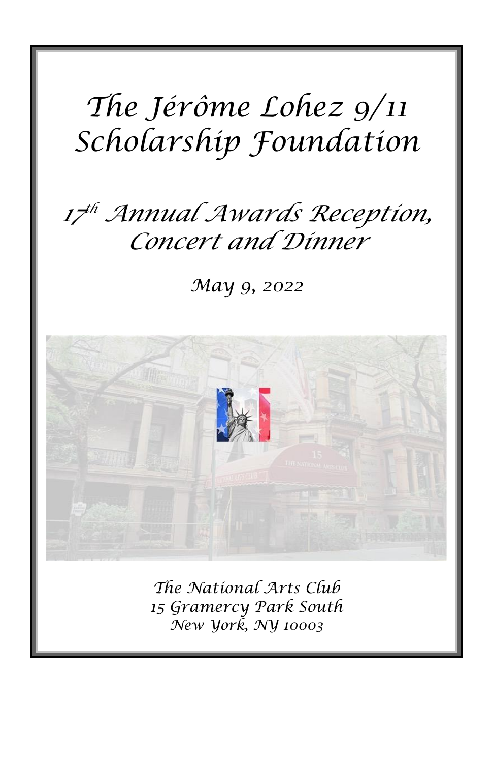# The Jérôme Lohez 9/11 Scholarship Foundation

## 17th Annual Awards Reception, Concert and Dinner

May 9, 2022

The National Arts Club
15 Gramercy Park South
New York, NY 10003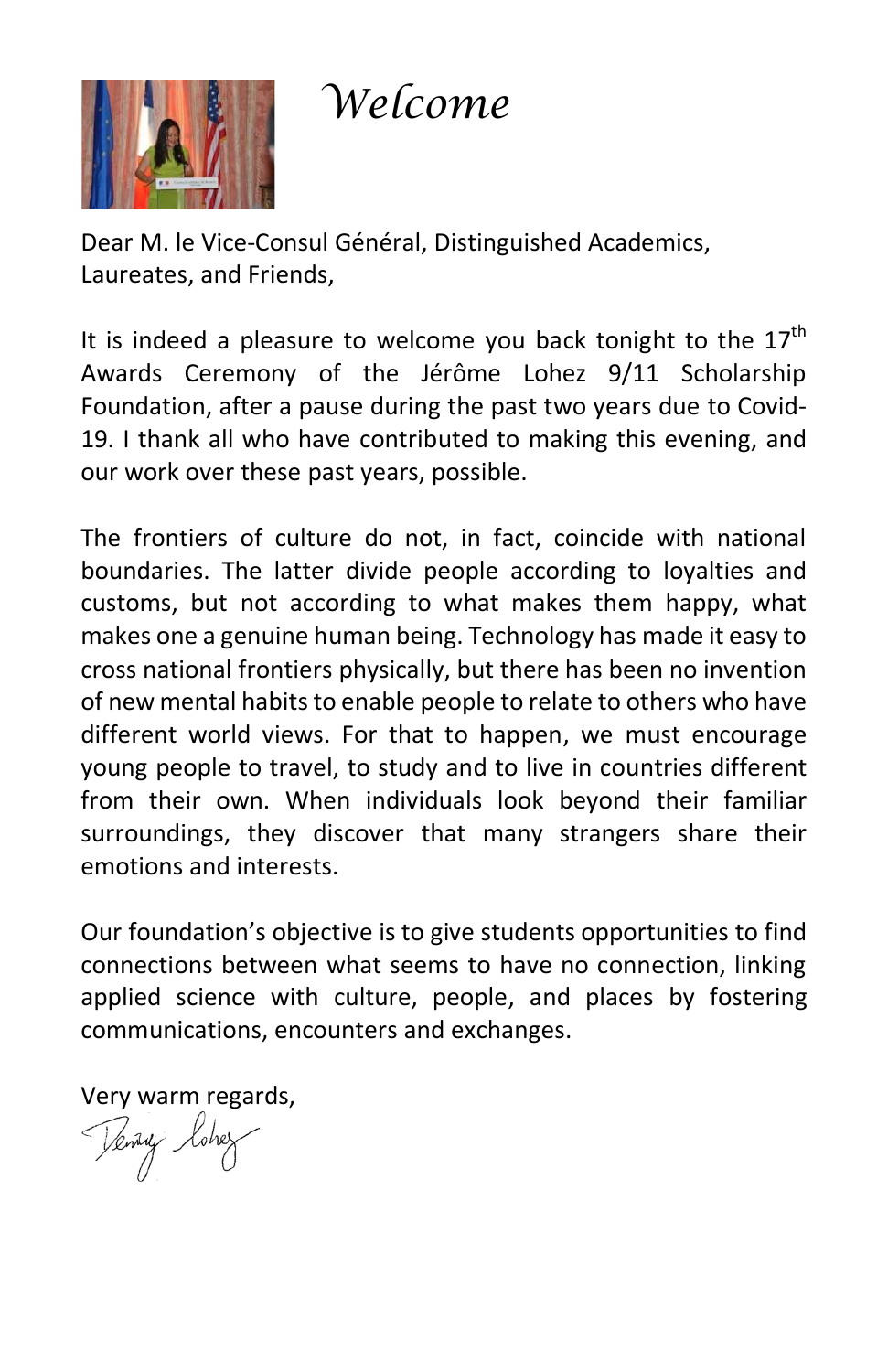# Welcome

Dear M. le Vice-Consul Général, Distinguished Academics, Laureates, and Friends,

It is indeed a pleasure to welcome you back tonight to the 17th Awards Ceremony of the Jérôme Lohez 9/11 Scholarship Foundation, after a pause during the past two years due to Covid-19. I thank all who have contributed to making this evening, and our work over these past years, possible.

The frontiers of culture do not, in fact, coincide with national boundaries. The latter divide people according to loyalties and customs, but not according to what makes them happy, what makes one a genuine human being. Technology has made it easy to cross national frontiers physically, but there has been no invention of new mental habits to enable people to relate to others who have different world views. For that to happen, we must encourage young people to travel, to study and to live in countries different from their own. When individuals look beyond their familiar surroundings, they discover that many strangers share their emotions and interests.

Our foundation's objective is to give students opportunities to find connections between what seems to have no connection, linking applied science with culture, people, and places by fostering communications, encounters and exchanges.

Very warm regards,

Denise Lohez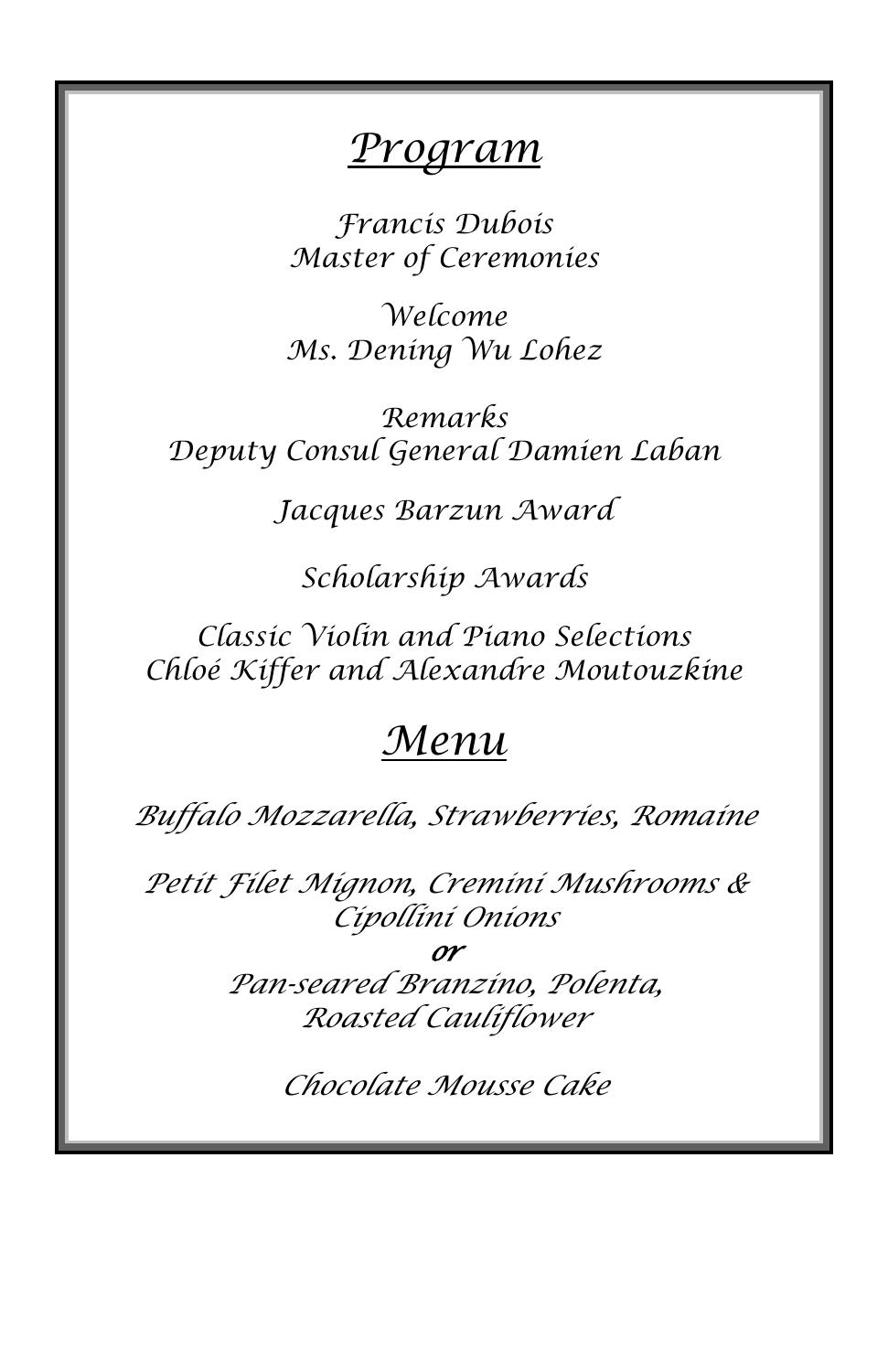# *Program*

*Francis Dubois*
*Master of Ceremonies*

*Welcome*
*Ms. Dening Wu Lohez*

*Remarks*
*Deputy Consul General Damien Laban*

*Jacques Barzun Award*

*Scholarship Awards*

*Classic Violin and Piano Selections*
*Chloé Kiffer and Alexandre Moutouzkine*

# *Menu*

*Buffalo Mozzarella, Strawberries, Romaine*

*Petit Filet Mignon, Cremini Mushrooms & Cipollini Onions*

***or***

*Pan-seared Branzino, Polenta, Roasted Cauliflower*

*Chocolate Mousse Cake*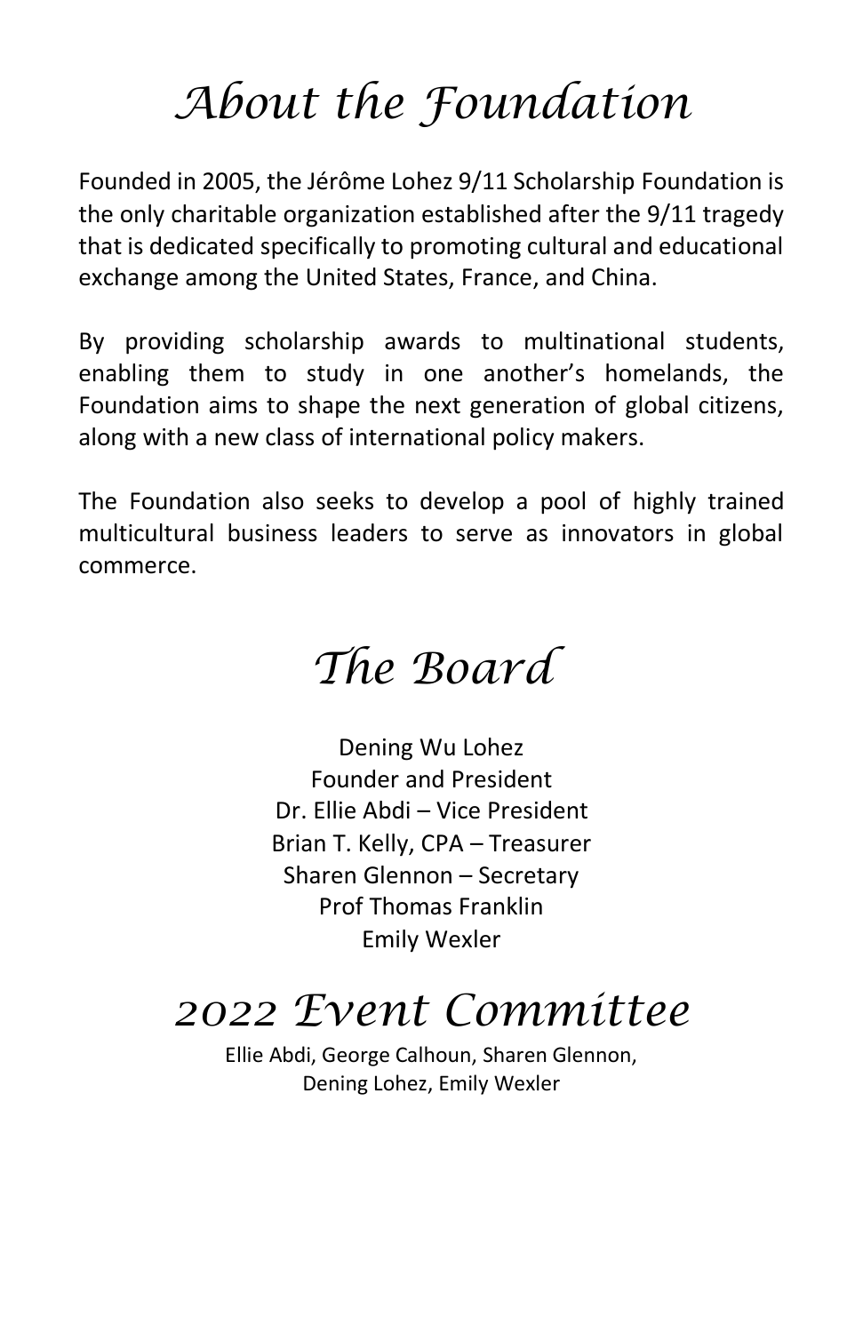# About the Foundation

Founded in 2005, the Jérôme Lohez 9/11 Scholarship Foundation is the only charitable organization established after the 9/11 tragedy that is dedicated specifically to promoting cultural and educational exchange among the United States, France, and China.

By providing scholarship awards to multinational students, enabling them to study in one another's homelands, the Foundation aims to shape the next generation of global citizens, along with a new class of international policy makers.

The Foundation also seeks to develop a pool of highly trained multicultural business leaders to serve as innovators in global commerce.

# The Board

Dening Wu Lohez
Founder and President
Dr. Ellie Abdi – Vice President
Brian T. Kelly, CPA – Treasurer
Sharen Glennon – Secretary
Prof Thomas Franklin
Emily Wexler

# 2022 Event Committee

Ellie Abdi, George Calhoun, Sharen Glennon,
Dening Lohez, Emily Wexler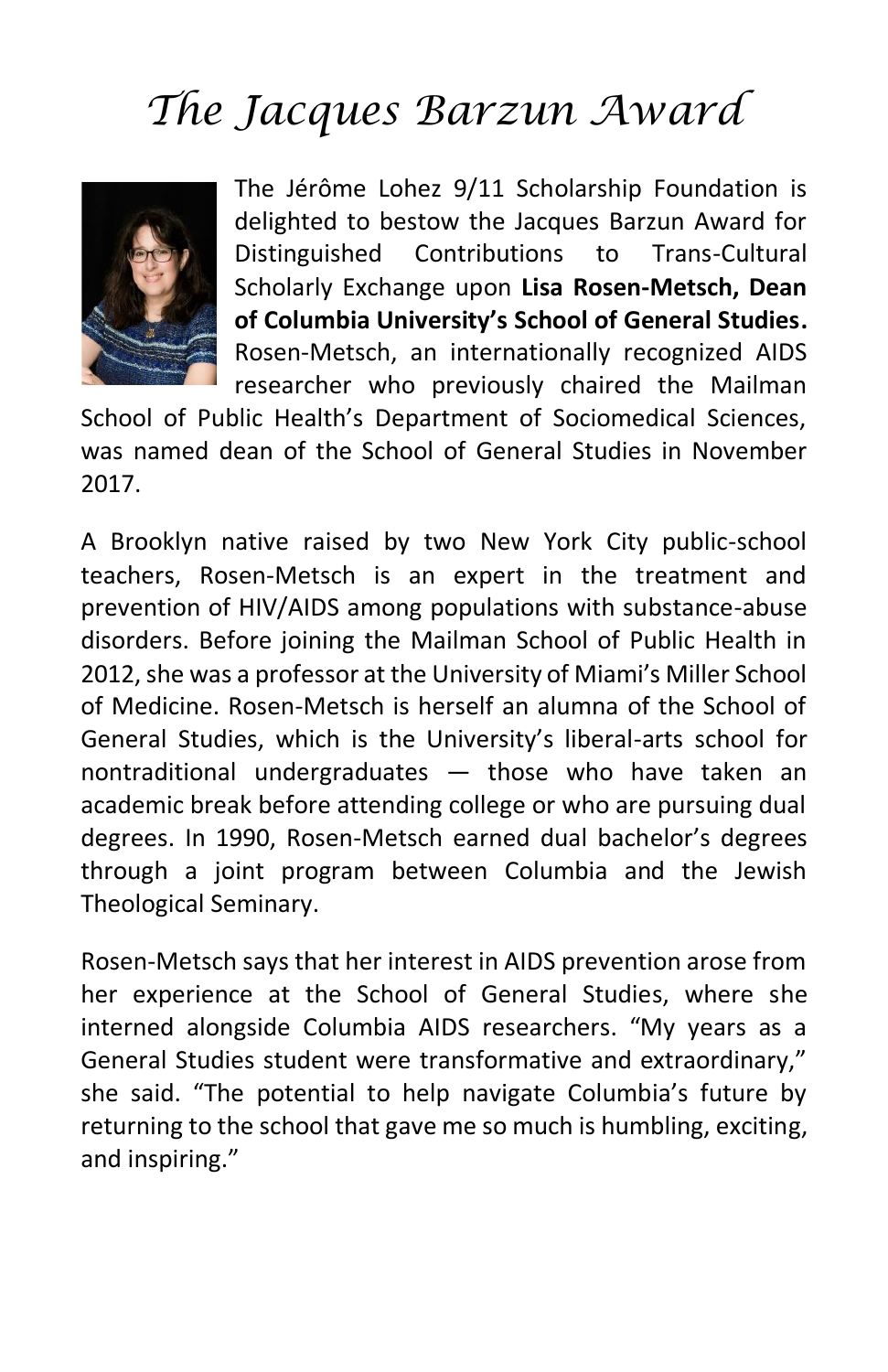# *The Jacques Barzun Award*

The Jérôme Lohez 9/11 Scholarship Foundation is delighted to bestow the Jacques Barzun Award for Distinguished Contributions to Trans-Cultural Scholarly Exchange upon **Lisa Rosen-Metsch, Dean of Columbia University's School of General Studies.** Rosen-Metsch, an internationally recognized AIDS researcher who previously chaired the Mailman School of Public Health's Department of Sociomedical Sciences, was named dean of the School of General Studies in November 2017.

A Brooklyn native raised by two New York City public-school teachers, Rosen-Metsch is an expert in the treatment and prevention of HIV/AIDS among populations with substance-abuse disorders. Before joining the Mailman School of Public Health in 2012, she was a professor at the University of Miami's Miller School of Medicine. Rosen-Metsch is herself an alumna of the School of General Studies, which is the University's liberal-arts school for nontraditional undergraduates — those who have taken an academic break before attending college or who are pursuing dual degrees. In 1990, Rosen-Metsch earned dual bachelor's degrees through a joint program between Columbia and the Jewish Theological Seminary.

Rosen-Metsch says that her interest in AIDS prevention arose from her experience at the School of General Studies, where she interned alongside Columbia AIDS researchers. "My years as a General Studies student were transformative and extraordinary," she said. "The potential to help navigate Columbia's future by returning to the school that gave me so much is humbling, exciting, and inspiring."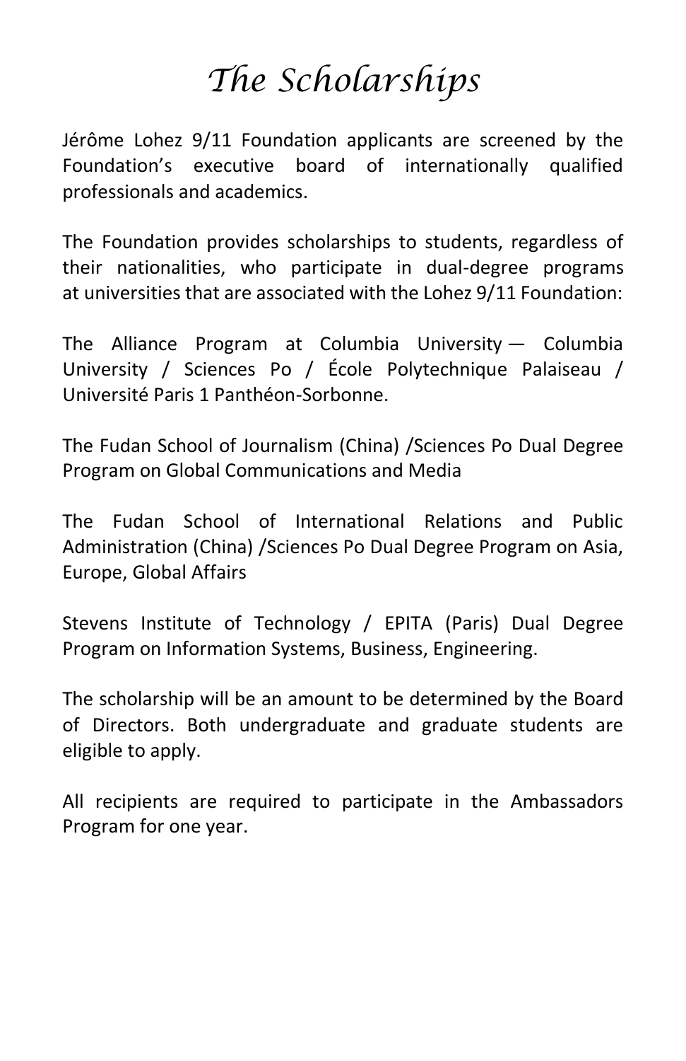# *The Scholarships*

Jérôme Lohez 9/11 Foundation applicants are screened by the Foundation's executive board of internationally qualified professionals and academics.

The Foundation provides scholarships to students, regardless of their nationalities, who participate in dual-degree programs at universities that are associated with the Lohez 9/11 Foundation:

The Alliance Program at Columbia University — Columbia University / Sciences Po / École Polytechnique Palaiseau / Université Paris 1 Panthéon-Sorbonne.

The Fudan School of Journalism (China) /Sciences Po Dual Degree Program on Global Communications and Media

The Fudan School of International Relations and Public Administration (China) /Sciences Po Dual Degree Program on Asia, Europe, Global Affairs

Stevens Institute of Technology / EPITA (Paris) Dual Degree Program on Information Systems, Business, Engineering.

The scholarship will be an amount to be determined by the Board of Directors. Both undergraduate and graduate students are eligible to apply.

All recipients are required to participate in the Ambassadors Program for one year.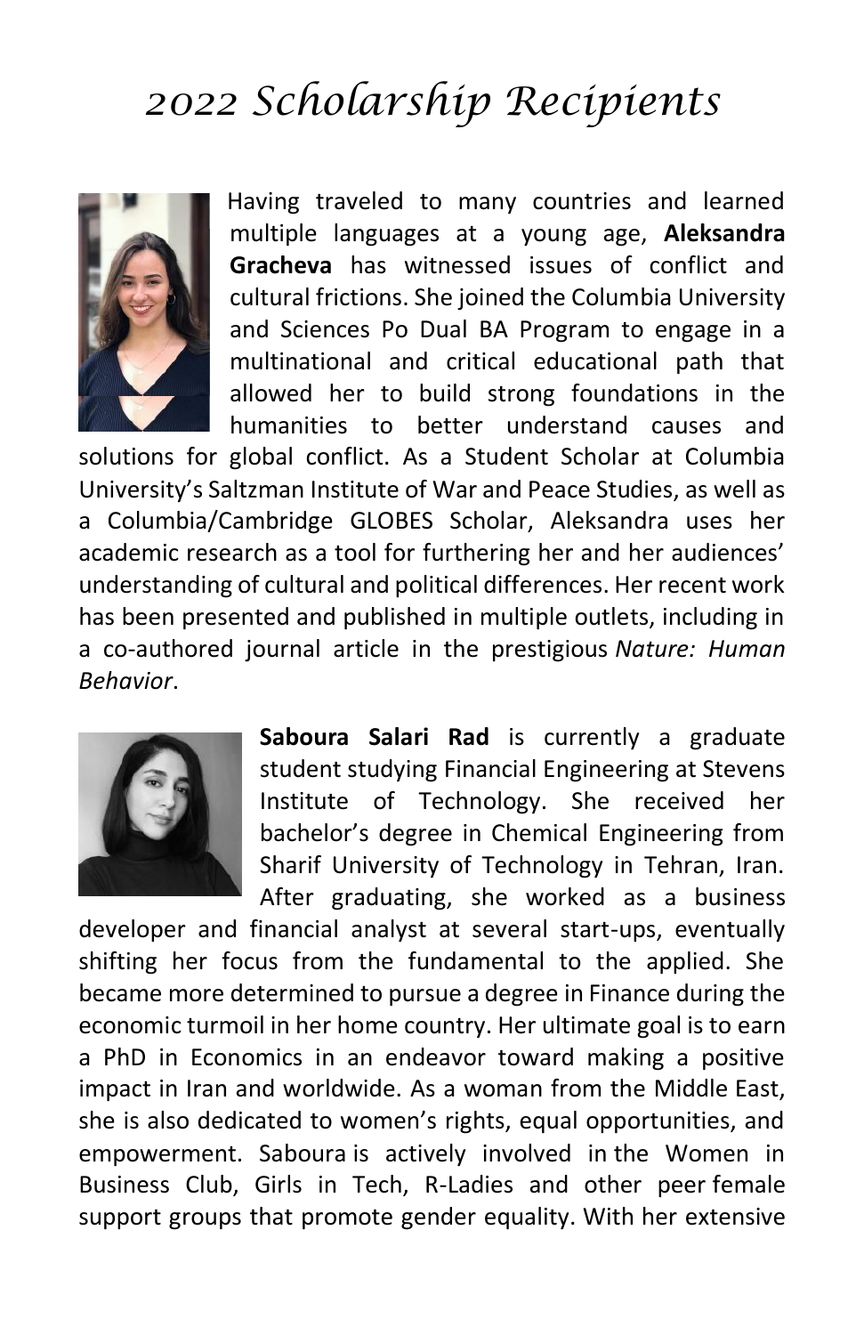# 2022 Scholarship Recipients

Having traveled to many countries and learned multiple languages at a young age, **Aleksandra Gracheva** has witnessed issues of conflict and cultural frictions. She joined the Columbia University and Sciences Po Dual BA Program to engage in a multinational and critical educational path that allowed her to build strong foundations in the humanities to better understand causes and solutions for global conflict. As a Student Scholar at Columbia University's Saltzman Institute of War and Peace Studies, as well as a Columbia/Cambridge GLOBES Scholar, Aleksandra uses her academic research as a tool for furthering her and her audiences' understanding of cultural and political differences. Her recent work has been presented and published in multiple outlets, including in a co-authored journal article in the prestigious *Nature: Human Behavior*.

**Saboura Salari Rad** is currently a graduate student studying Financial Engineering at Stevens Institute of Technology. She received her bachelor's degree in Chemical Engineering from Sharif University of Technology in Tehran, Iran. After graduating, she worked as a business developer and financial analyst at several start-ups, eventually shifting her focus from the fundamental to the applied. She became more determined to pursue a degree in Finance during the economic turmoil in her home country. Her ultimate goal is to earn a PhD in Economics in an endeavor toward making a positive impact in Iran and worldwide. As a woman from the Middle East, she is also dedicated to women's rights, equal opportunities, and empowerment. Saboura is actively involved in the Women in Business Club, Girls in Tech, R-Ladies and other peer female support groups that promote gender equality. With her extensive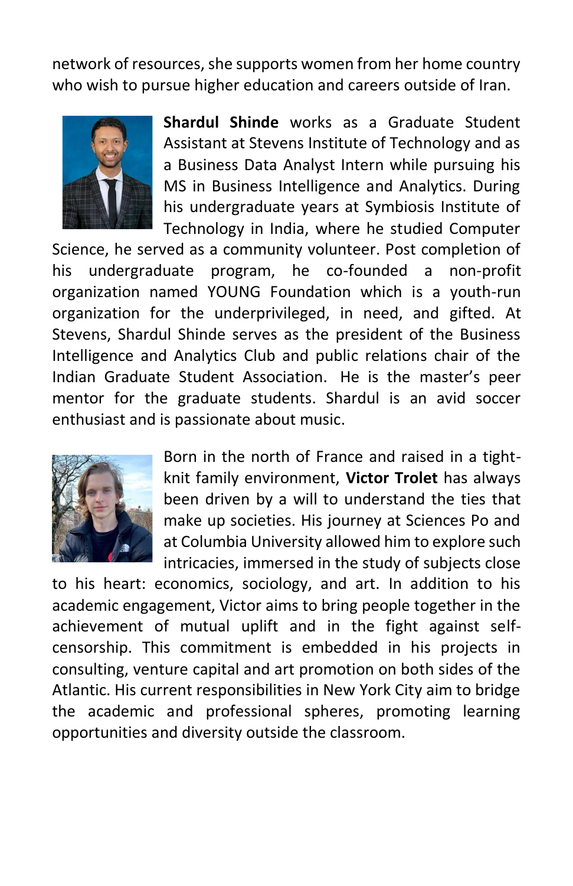network of resources, she supports women from her home country who wish to pursue higher education and careers outside of Iran.

**Shardul Shinde** works as a Graduate Student Assistant at Stevens Institute of Technology and as a Business Data Analyst Intern while pursuing his MS in Business Intelligence and Analytics. During his undergraduate years at Symbiosis Institute of Technology in India, where he studied Computer Science, he served as a community volunteer. Post completion of his undergraduate program, he co-founded a non-profit organization named YOUNG Foundation which is a youth-run organization for the underprivileged, in need, and gifted. At Stevens, Shardul Shinde serves as the president of the Business Intelligence and Analytics Club and public relations chair of the Indian Graduate Student Association. He is the master's peer mentor for the graduate students. Shardul is an avid soccer enthusiast and is passionate about music.

Born in the north of France and raised in a tight-knit family environment, **Victor Trolet** has always been driven by a will to understand the ties that make up societies. His journey at Sciences Po and at Columbia University allowed him to explore such intricacies, immersed in the study of subjects close to his heart: economics, sociology, and art. In addition to his academic engagement, Victor aims to bring people together in the achievement of mutual uplift and in the fight against self-censorship. This commitment is embedded in his projects in consulting, venture capital and art promotion on both sides of the Atlantic. His current responsibilities in New York City aim to bridge the academic and professional spheres, promoting learning opportunities and diversity outside the classroom.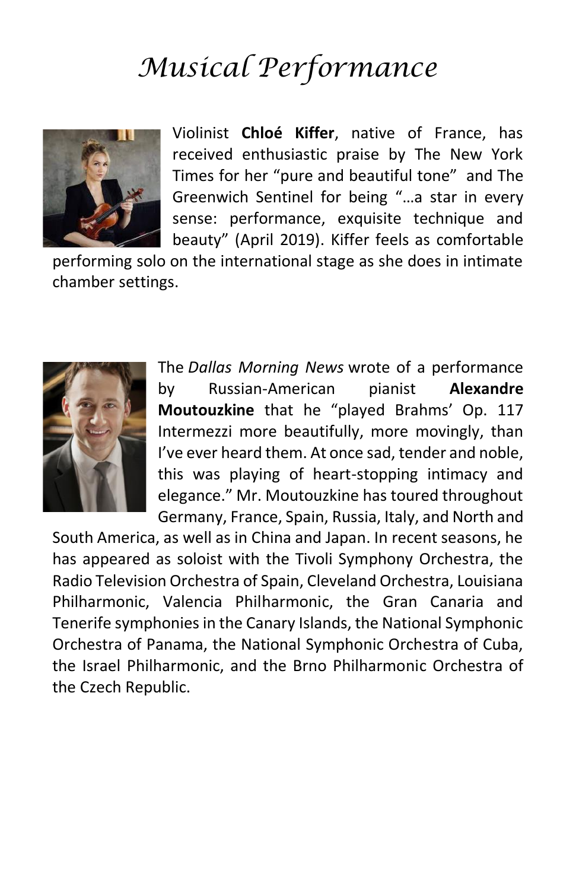# *Musical Performance*

Violinist **Chloé Kiffer**, native of France, has received enthusiastic praise by The New York Times for her "pure and beautiful tone" and The Greenwich Sentinel for being "…a star in every sense: performance, exquisite technique and beauty" (April 2019). Kiffer feels as comfortable performing solo on the international stage as she does in intimate chamber settings.

The *Dallas Morning News* wrote of a performance by Russian-American pianist **Alexandre Moutouzkine** that he "played Brahms' Op. 117 Intermezzi more beautifully, more movingly, than I've ever heard them. At once sad, tender and noble, this was playing of heart-stopping intimacy and elegance." Mr. Moutouzkine has toured throughout Germany, France, Spain, Russia, Italy, and North and South America, as well as in China and Japan. In recent seasons, he has appeared as soloist with the Tivoli Symphony Orchestra, the Radio Television Orchestra of Spain, Cleveland Orchestra, Louisiana Philharmonic, Valencia Philharmonic, the Gran Canaria and Tenerife symphonies in the Canary Islands, the National Symphonic Orchestra of Panama, the National Symphonic Orchestra of Cuba, the Israel Philharmonic, and the Brno Philharmonic Orchestra of the Czech Republic.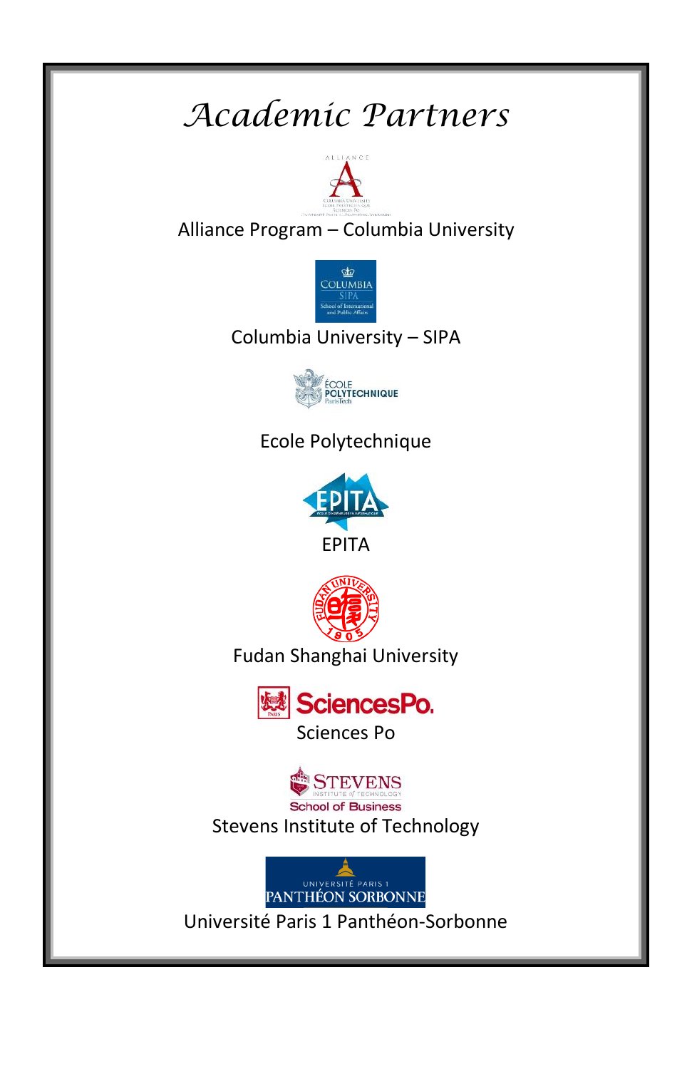# *Academic Partners*

Alliance Program – Columbia University

Columbia University – SIPA

Ecole Polytechnique

EPITA

Fudan Shanghai University

Sciences Po

Stevens Institute of Technology

Université Paris 1 Panthéon-Sorbonne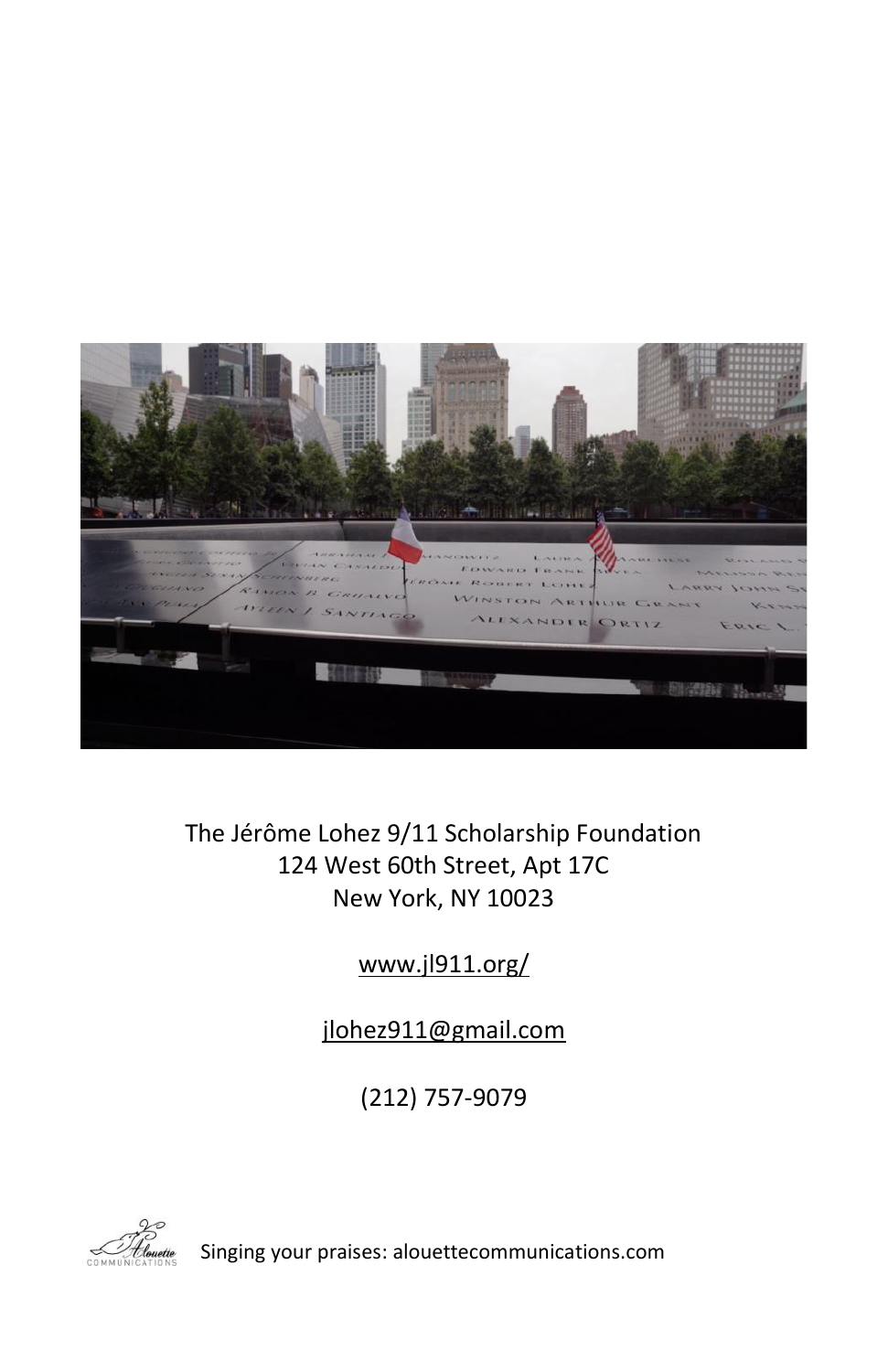The Jérôme Lohez 9/11 Scholarship Foundation
124 West 60th Street, Apt 17C
New York, NY 10023

www.jl911.org/

jlohez911@gmail.com

(212) 757-9079

Singing your praises: alouettecommunications.com